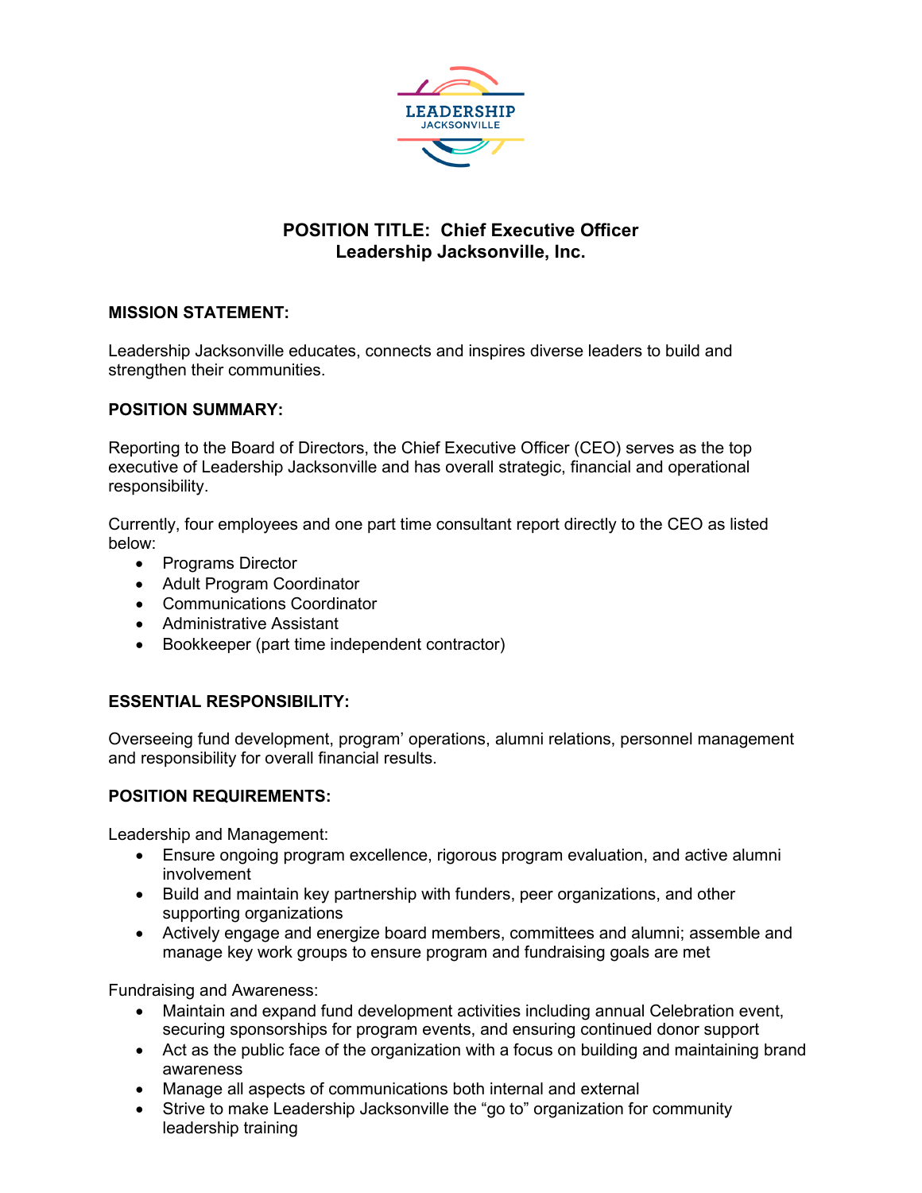# POSITION TITLE: Chief Executive Officer
## Leadership Jacksonville, Inc.

**MISSION STATEMENT:**

Leadership Jacksonville educates, connects and inspires diverse leaders to build and strengthen their communities.

**POSITION SUMMARY:**

Reporting to the Board of Directors, the Chief Executive Officer (CEO) serves as the top executive of Leadership Jacksonville and has overall strategic, financial and operational responsibility.

Currently, four employees and one part time consultant report directly to the CEO as listed below:

- Programs Director
- Adult Program Coordinator
- Communications Coordinator
- Administrative Assistant
- Bookkeeper (part time independent contractor)

**ESSENTIAL RESPONSIBILITY:**

Overseeing fund development, program' operations, alumni relations, personnel management and responsibility for overall financial results.

**POSITION REQUIREMENTS:**

Leadership and Management:

- Ensure ongoing program excellence, rigorous program evaluation, and active alumni involvement
- Build and maintain key partnership with funders, peer organizations, and other supporting organizations
- Actively engage and energize board members, committees and alumni; assemble and manage key work groups to ensure program and fundraising goals are met

Fundraising and Awareness:

- Maintain and expand fund development activities including annual Celebration event, securing sponsorships for program events, and ensuring continued donor support
- Act as the public face of the organization with a focus on building and maintaining brand awareness
- Manage all aspects of communications both internal and external
- Strive to make Leadership Jacksonville the "go to" organization for community leadership training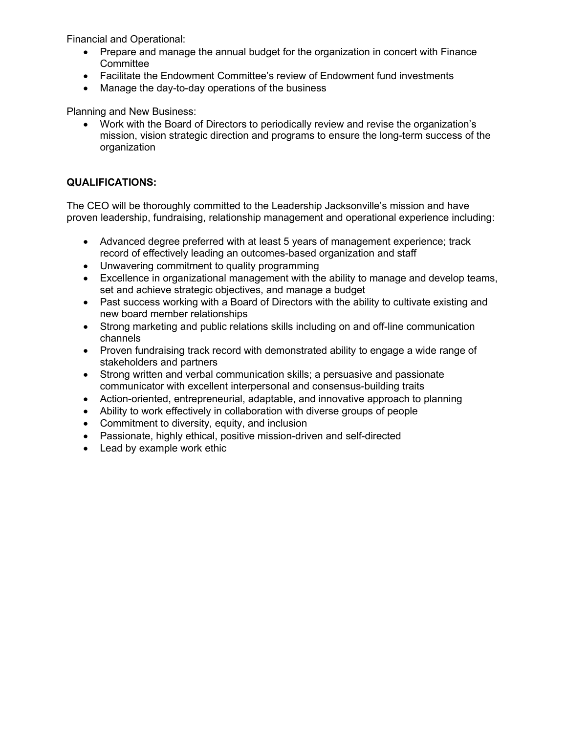Financial and Operational:

- Prepare and manage the annual budget for the organization in concert with Finance Committee
- Facilitate the Endowment Committee's review of Endowment fund investments
- Manage the day-to-day operations of the business

Planning and New Business:

- Work with the Board of Directors to periodically review and revise the organization's mission, vision strategic direction and programs to ensure the long-term success of the organization

**QUALIFICATIONS:**

The CEO will be thoroughly committed to the Leadership Jacksonville's mission and have proven leadership, fundraising, relationship management and operational experience including:

- Advanced degree preferred with at least 5 years of management experience; track record of effectively leading an outcomes-based organization and staff
- Unwavering commitment to quality programming
- Excellence in organizational management with the ability to manage and develop teams, set and achieve strategic objectives, and manage a budget
- Past success working with a Board of Directors with the ability to cultivate existing and new board member relationships
- Strong marketing and public relations skills including on and off-line communication channels
- Proven fundraising track record with demonstrated ability to engage a wide range of stakeholders and partners
- Strong written and verbal communication skills; a persuasive and passionate communicator with excellent interpersonal and consensus-building traits
- Action-oriented, entrepreneurial, adaptable, and innovative approach to planning
- Ability to work effectively in collaboration with diverse groups of people
- Commitment to diversity, equity, and inclusion
- Passionate, highly ethical, positive mission-driven and self-directed
- Lead by example work ethic